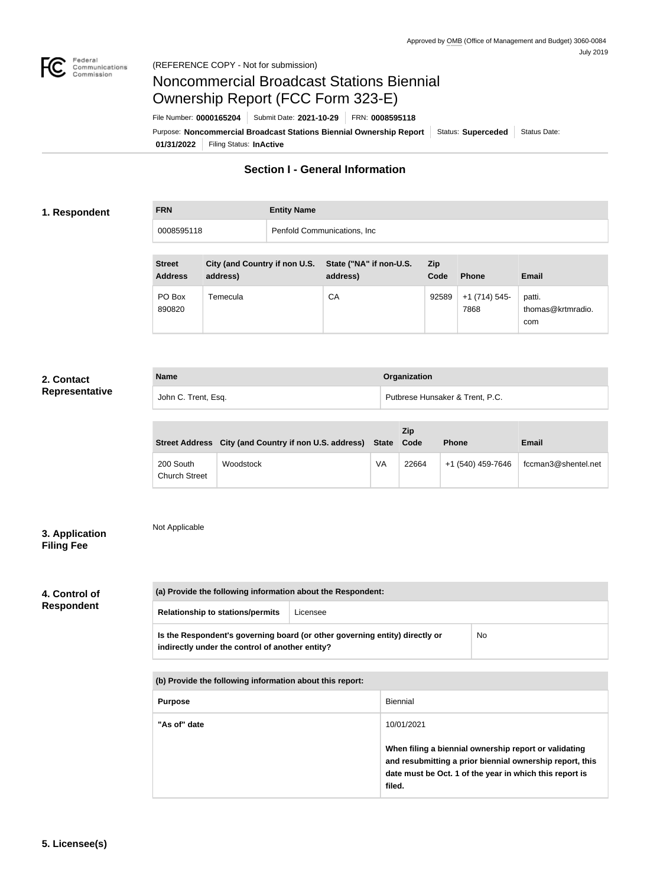Approved by OMB (Office of Management and Budget) 3060-0084
July 2019

(REFERENCE COPY - Not for submission)

# Noncommercial Broadcast Stations Biennial Ownership Report (FCC Form 323-E)

File Number: **0000165204** | Submit Date: **2021-10-29** | FRN: **0008595118**

Purpose: **Noncommercial Broadcast Stations Biennial Ownership Report** | Status: **Superceded** | Status Date: **01/31/2022** | Filing Status: **InActive**

## Section I - General Information

### 1. Respondent

| FRN | Entity Name |
| --- | --- |
| 0008595118 | Penfold Communications, Inc |

| Street Address | City (and Country if non U.S. address) | State ("NA" if non-U.S. address) | Zip Code | Phone | Email |
| --- | --- | --- | --- | --- | --- |
| PO Box 890820 | Temecula | CA | 92589 | +1 (714) 545-7868 | patti.thomas@krtmradio.com |

### 2. Contact Representative

| Name | Organization |
| --- | --- |
| John C. Trent, Esq. | Putbrese Hunsaker & Trent, P.C. |

| Street Address | City (and Country if non U.S. address) | State | Zip Code | Phone | Email |
| --- | --- | --- | --- | --- | --- |
| 200 South Church Street | Woodstock | VA | 22664 | +1 (540) 459-7646 | fccman3@shentel.net |

### 3. Application Filing Fee

Not Applicable

### 4. Control of Respondent

| (a) Provide the following information about the Respondent: | |
| --- | --- |
| Relationship to stations/permits | Licensee |
| Is the Respondent's governing board (or other governing entity) directly or indirectly under the control of another entity? | No |

| (b) Provide the following information about this report: | |
| --- | --- |
| Purpose | Biennial |
| "As of" date | 10/01/2021<br><br>**When filing a biennial ownership report or validating and resubmitting a prior biennial ownership report, this date must be Oct. 1 of the year in which this report is filed.** |

### 5. Licensee(s)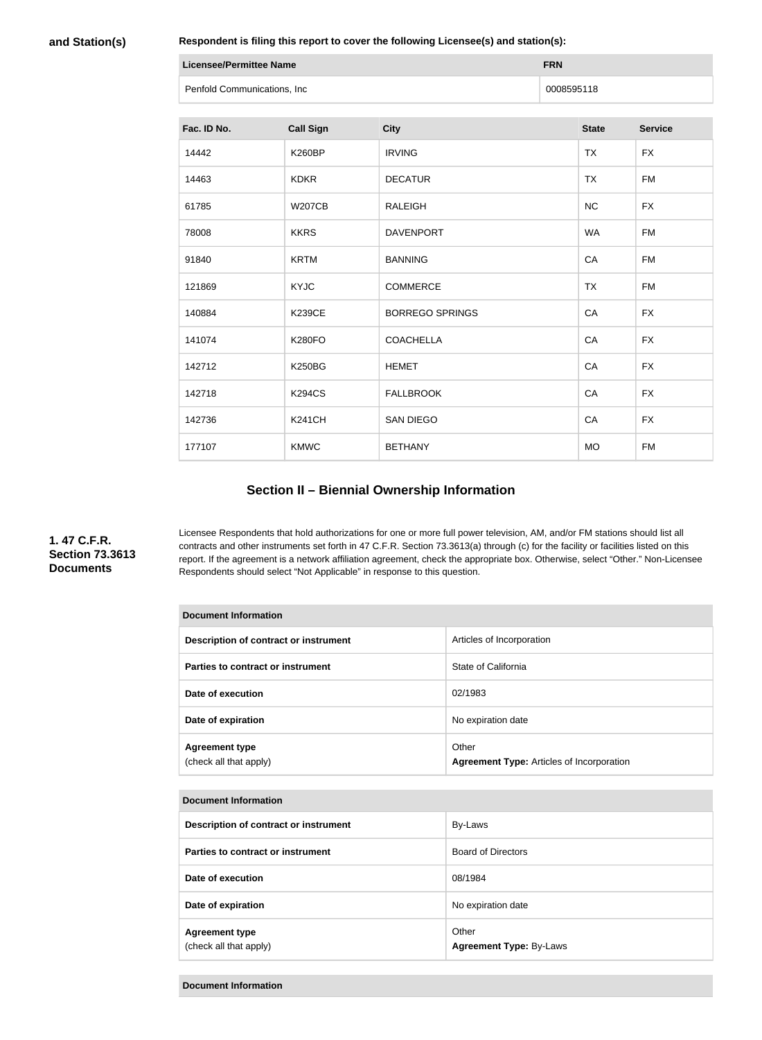**and Station(s)**

**Respondent is filing this report to cover the following Licensee(s) and station(s):**

| Licensee/Permittee Name | FRN |
|---|---|
| Penfold Communications, Inc | 0008595118 |

| Fac. ID No. | Call Sign | City | State | Service |
|---|---|---|---|---|
| 14442 | K260BP | IRVING | TX | FX |
| 14463 | KDKR | DECATUR | TX | FM |
| 61785 | W207CB | RALEIGH | NC | FX |
| 78008 | KKRS | DAVENPORT | WA | FM |
| 91840 | KRTM | BANNING | CA | FM |
| 121869 | KYJC | COMMERCE | TX | FM |
| 140884 | K239CE | BORREGO SPRINGS | CA | FX |
| 141074 | K280FO | COACHELLA | CA | FX |
| 142712 | K250BG | HEMET | CA | FX |
| 142718 | K294CS | FALLBROOK | CA | FX |
| 142736 | K241CH | SAN DIEGO | CA | FX |
| 177107 | KMWC | BETHANY | MO | FM |

## Section II – Biennial Ownership Information

**1. 47 C.F.R. Section 73.3613 Documents**

Licensee Respondents that hold authorizations for one or more full power television, AM, and/or FM stations should list all contracts and other instruments set forth in 47 C.F.R. Section 73.3613(a) through (c) for the facility or facilities listed on this report. If the agreement is a network affiliation agreement, check the appropriate box. Otherwise, select "Other." Non-Licensee Respondents should select "Not Applicable" in response to this question.

| Document Information | |
|---|---|
| Description of contract or instrument | Articles of Incorporation |
| Parties to contract or instrument | State of California |
| Date of execution | 02/1983 |
| Date of expiration | No expiration date |
| Agreement type (check all that apply) | Other **Agreement Type:** Articles of Incorporation |

| Document Information | |
|---|---|
| Description of contract or instrument | By-Laws |
| Parties to contract or instrument | Board of Directors |
| Date of execution | 08/1984 |
| Date of expiration | No expiration date |
| Agreement type (check all that apply) | Other **Agreement Type:** By-Laws |

| Document Information |
|---|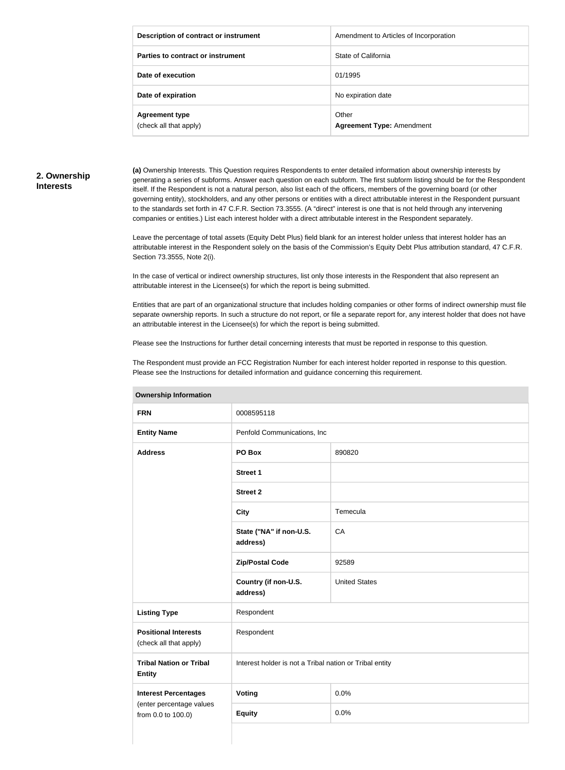| Description of contract or instrument | Amendment to Articles of Incorporation |
|---|---|
| Parties to contract or instrument | State of California |
| Date of execution | 01/1995 |
| Date of expiration | No expiration date |
| Agreement type (check all that apply) | Other **Agreement Type:** Amendment |

## 2. Ownership Interests

**(a)** Ownership Interests. This Question requires Respondents to enter detailed information about ownership interests by generating a series of subforms. Answer each question on each subform. The first subform listing should be for the Respondent itself. If the Respondent is not a natural person, also list each of the officers, members of the governing board (or other governing entity), stockholders, and any other persons or entities with a direct attributable interest in the Respondent pursuant to the standards set forth in 47 C.F.R. Section 73.3555. (A "direct" interest is one that is not held through any intervening companies or entities.) List each interest holder with a direct attributable interest in the Respondent separately.

Leave the percentage of total assets (Equity Debt Plus) field blank for an interest holder unless that interest holder has an attributable interest in the Respondent solely on the basis of the Commission's Equity Debt Plus attribution standard, 47 C.F.R. Section 73.3555, Note 2(i).

In the case of vertical or indirect ownership structures, list only those interests in the Respondent that also represent an attributable interest in the Licensee(s) for which the report is being submitted.

Entities that are part of an organizational structure that includes holding companies or other forms of indirect ownership must file separate ownership reports. In such a structure do not report, or file a separate report for, any interest holder that does not have an attributable interest in the Licensee(s) for which the report is being submitted.

Please see the Instructions for further detail concerning interests that must be reported in response to this question.

The Respondent must provide an FCC Registration Number for each interest holder reported in response to this question. Please see the Instructions for detailed information and guidance concerning this requirement.

| Ownership Information | | |
|---|---|---|
| **FRN** | 0008595118 | |
| **Entity Name** | Penfold Communications, Inc | |
| **Address** | **PO Box** | 890820 |
| | **Street 1** | |
| | **Street 2** | |
| | **City** | Temecula |
| | **State ("NA" if non-U.S. address)** | CA |
| | **Zip/Postal Code** | 92589 |
| | **Country (if non-U.S. address)** | United States |
| **Listing Type** | Respondent | |
| **Positional Interests** (check all that apply) | Respondent | |
| **Tribal Nation or Tribal Entity** | Interest holder is not a Tribal nation or Tribal entity | |
| **Interest Percentages** (enter percentage values from 0.0 to 100.0) | **Voting** | 0.0% |
| | **Equity** | 0.0% |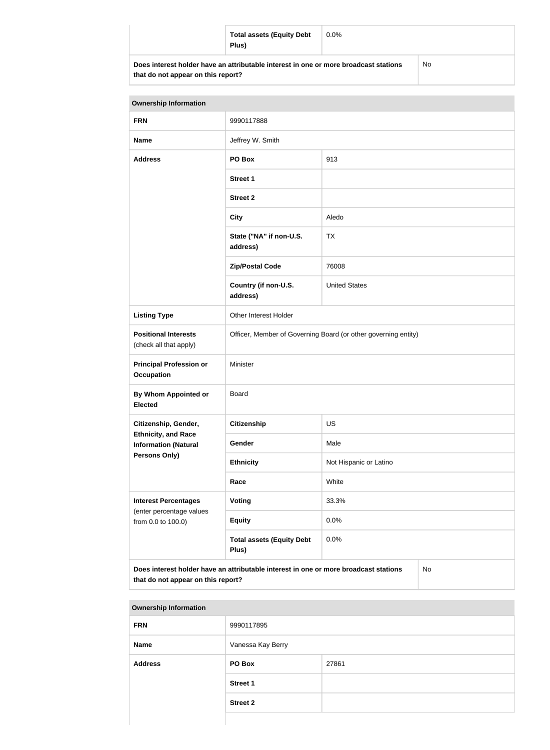| | | |
|---|---|---|
| | **Total assets (Equity Debt Plus)** | 0.0% |
| **Does interest holder have an attributable interest in one or more broadcast stations that do not appear on this report?** | | No |

| **Ownership Information** | | |
|---|---|---|
| **FRN** | 9990117888 | |
| **Name** | Jeffrey W. Smith | |
| **Address** | **PO Box** | 913 |
| | **Street 1** | |
| | **Street 2** | |
| | **City** | Aledo |
| | **State ("NA" if non-U.S. address)** | TX |
| | **Zip/Postal Code** | 76008 |
| | **Country (if non-U.S. address)** | United States |
| **Listing Type** | Other Interest Holder | |
| **Positional Interests** (check all that apply) | Officer, Member of Governing Board (or other governing entity) | |
| **Principal Profession or Occupation** | Minister | |
| **By Whom Appointed or Elected** | Board | |
| **Citizenship, Gender, Ethnicity, and Race Information (Natural Persons Only)** | **Citizenship** | US |
| | **Gender** | Male |
| | **Ethnicity** | Not Hispanic or Latino |
| | **Race** | White |
| **Interest Percentages** (enter percentage values from 0.0 to 100.0) | **Voting** | 33.3% |
| | **Equity** | 0.0% |
| | **Total assets (Equity Debt Plus)** | 0.0% |
| **Does interest holder have an attributable interest in one or more broadcast stations that do not appear on this report?** | | No |

| **Ownership Information** | | |
|---|---|---|
| **FRN** | 9990117895 | |
| **Name** | Vanessa Kay Berry | |
| **Address** | **PO Box** | 27861 |
| | **Street 1** | |
| | **Street 2** | |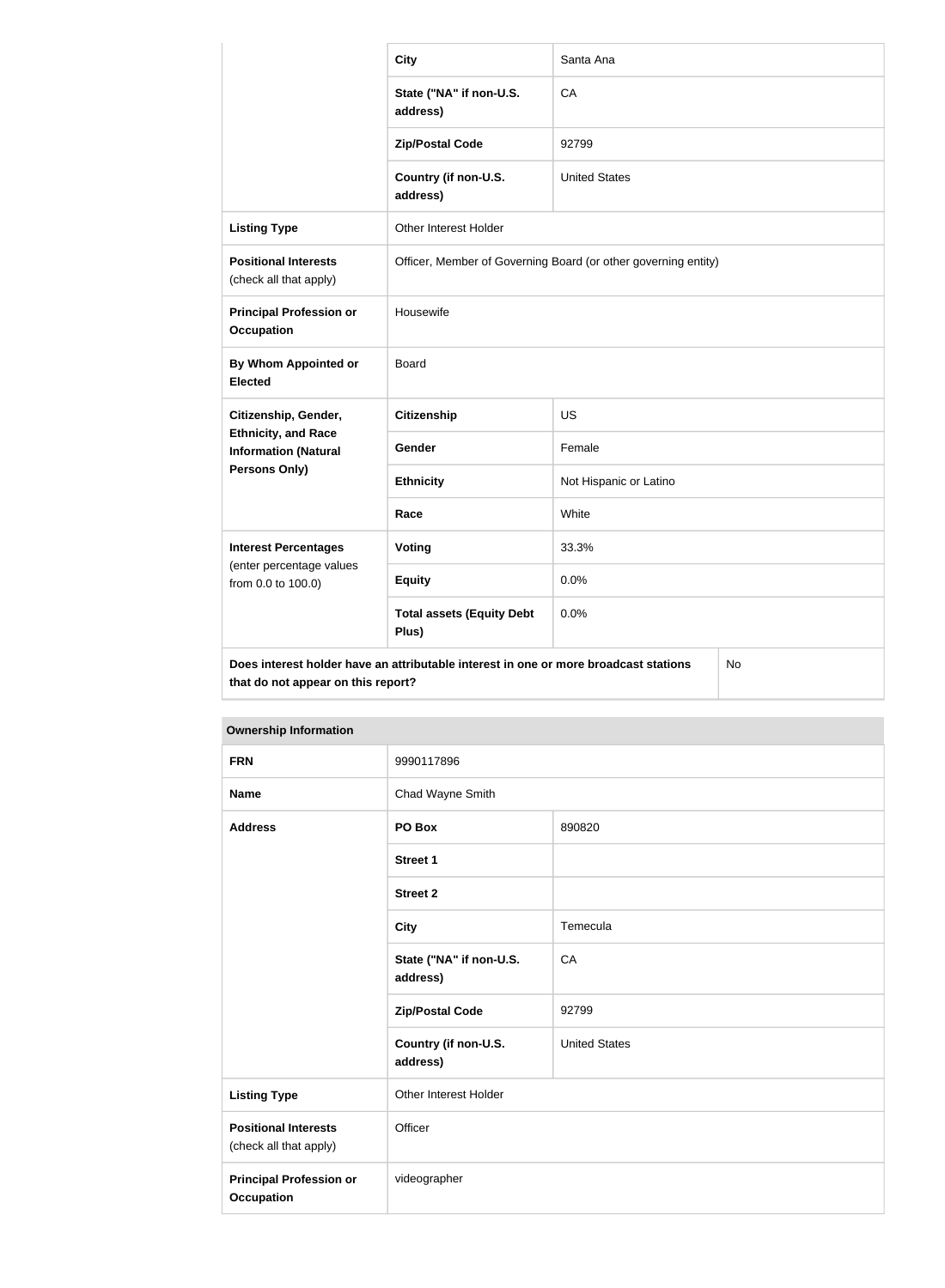| | | |
|---|---|---|
| | **City** | Santa Ana |
| | **State ("NA" if non-U.S. address)** | CA |
| | **Zip/Postal Code** | 92799 |
| | **Country (if non-U.S. address)** | United States |
| **Listing Type** | Other Interest Holder | |
| **Positional Interests** (check all that apply) | Officer, Member of Governing Board (or other governing entity) | |
| **Principal Profession or Occupation** | Housewife | |
| **By Whom Appointed or Elected** | Board | |
| **Citizenship, Gender, Ethnicity, and Race Information (Natural Persons Only)** | **Citizenship** | US |
| | **Gender** | Female |
| | **Ethnicity** | Not Hispanic or Latino |
| | **Race** | White |
| **Interest Percentages** (enter percentage values from 0.0 to 100.0) | **Voting** | 33.3% |
| | **Equity** | 0.0% |
| | **Total assets (Equity Debt Plus)** | 0.0% |
| **Does interest holder have an attributable interest in one or more broadcast stations that do not appear on this report?** | | No |

| **Ownership Information** | | |
|---|---|---|
| **FRN** | 9990117896 | |
| **Name** | Chad Wayne Smith | |
| **Address** | **PO Box** | 890820 |
| | **Street 1** | |
| | **Street 2** | |
| | **City** | Temecula |
| | **State ("NA" if non-U.S. address)** | CA |
| | **Zip/Postal Code** | 92799 |
| | **Country (if non-U.S. address)** | United States |
| **Listing Type** | Other Interest Holder | |
| **Positional Interests** (check all that apply) | Officer | |
| **Principal Profession or Occupation** | videographer | |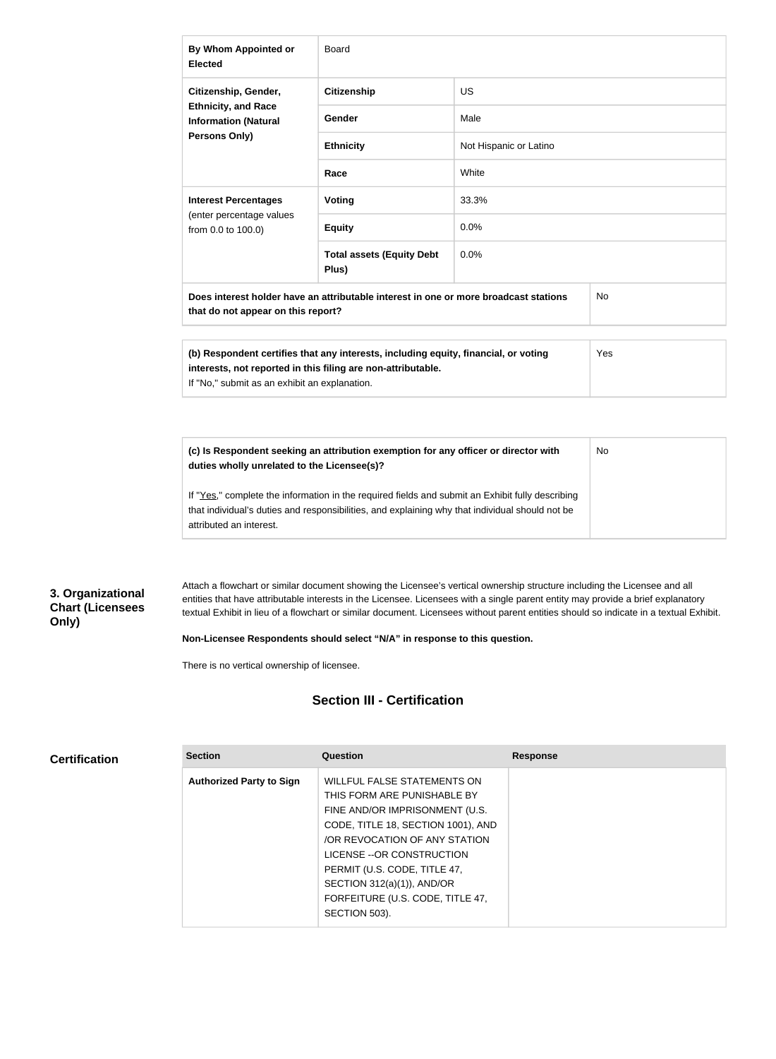| | | |
|---|---|---|
| **By Whom Appointed or Elected** | Board | |
| **Citizenship, Gender, Ethnicity, and Race Information (Natural Persons Only)** | **Citizenship** | US |
| | **Gender** | Male |
| | **Ethnicity** | Not Hispanic or Latino |
| | **Race** | White |
| **Interest Percentages** (enter percentage values from 0.0 to 100.0) | **Voting** | 33.3% |
| | **Equity** | 0.0% |
| | **Total assets (Equity Debt Plus)** | 0.0% |
| **Does interest holder have an attributable interest in one or more broadcast stations that do not appear on this report?** | | No |

| | |
|---|---|
| **(b) Respondent certifies that any interests, including equity, financial, or voting interests, not reported in this filing are non-attributable.** If "No," submit as an exhibit an explanation. | Yes |

| | |
|---|---|
| **(c) Is Respondent seeking an attribution exemption for any officer or director with duties wholly unrelated to the Licensee(s)?** If "Yes," complete the information in the required fields and submit an Exhibit fully describing that individual's duties and responsibilities, and explaining why that individual should not be attributed an interest. | No |

### 3. Organizational Chart (Licensees Only)

Attach a flowchart or similar document showing the Licensee's vertical ownership structure including the Licensee and all entities that have attributable interests in the Licensee. Licensees with a single parent entity may provide a brief explanatory textual Exhibit in lieu of a flowchart or similar document. Licensees without parent entities should so indicate in a textual Exhibit.

**Non-Licensee Respondents should select "N/A" in response to this question.**

There is no vertical ownership of licensee.

## Section III - Certification

### Certification

| Section | Question | Response |
|---|---|---|
| **Authorized Party to Sign** | WILLFUL FALSE STATEMENTS ON THIS FORM ARE PUNISHABLE BY FINE AND/OR IMPRISONMENT (U.S. CODE, TITLE 18, SECTION 1001), AND /OR REVOCATION OF ANY STATION LICENSE --OR CONSTRUCTION PERMIT (U.S. CODE, TITLE 47, SECTION 312(a)(1)), AND/OR FORFEITURE (U.S. CODE, TITLE 47, SECTION 503). | |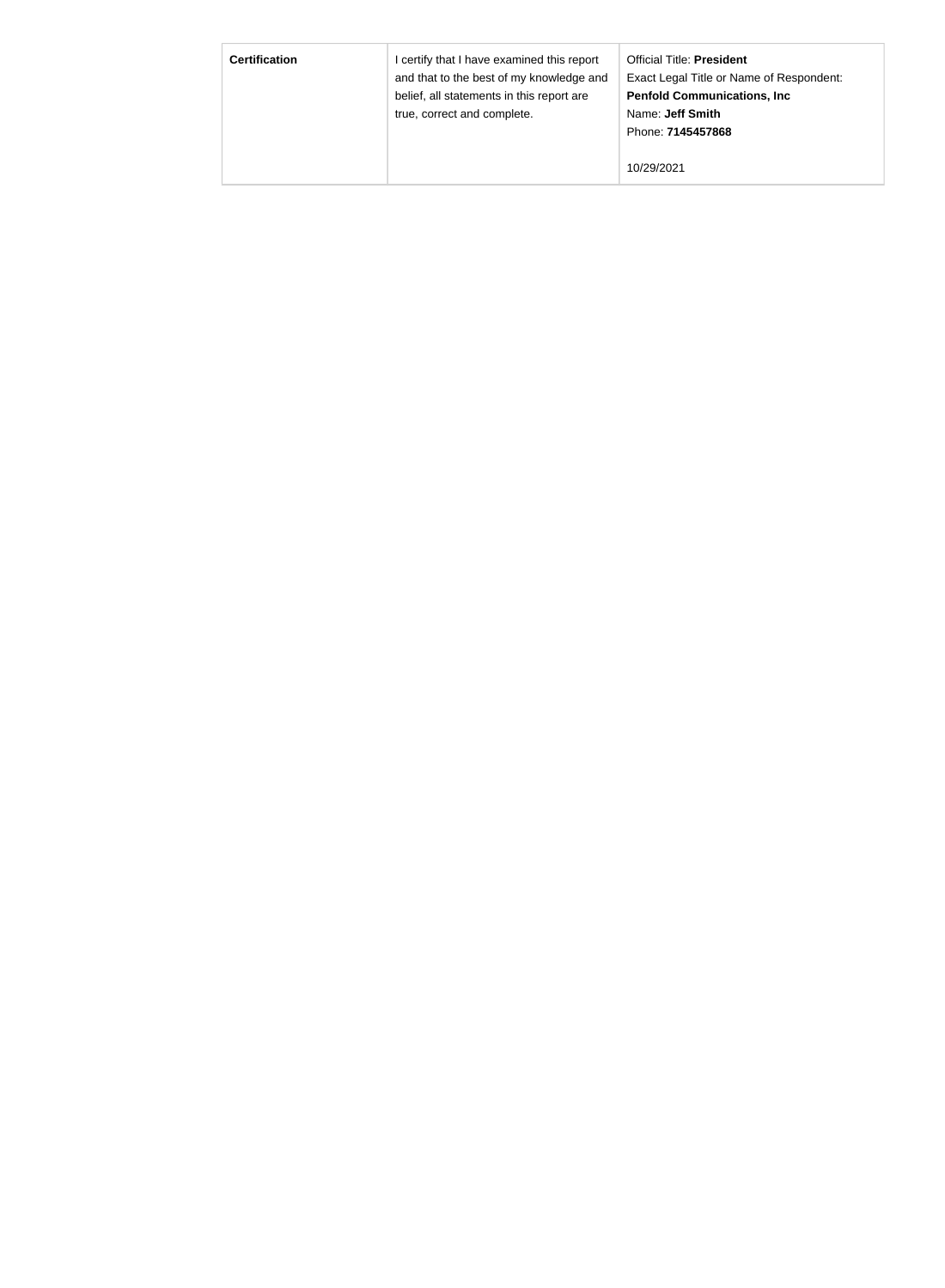| | | |
|---|---|---|
| **Certification** | I certify that I have examined this report and that to the best of my knowledge and belief, all statements in this report are true, correct and complete. | Official Title: **President**<br>Exact Legal Title or Name of Respondent: **Penfold Communications, Inc**<br>Name: **Jeff Smith**<br>Phone: **7145457868**<br><br>10/29/2021 |